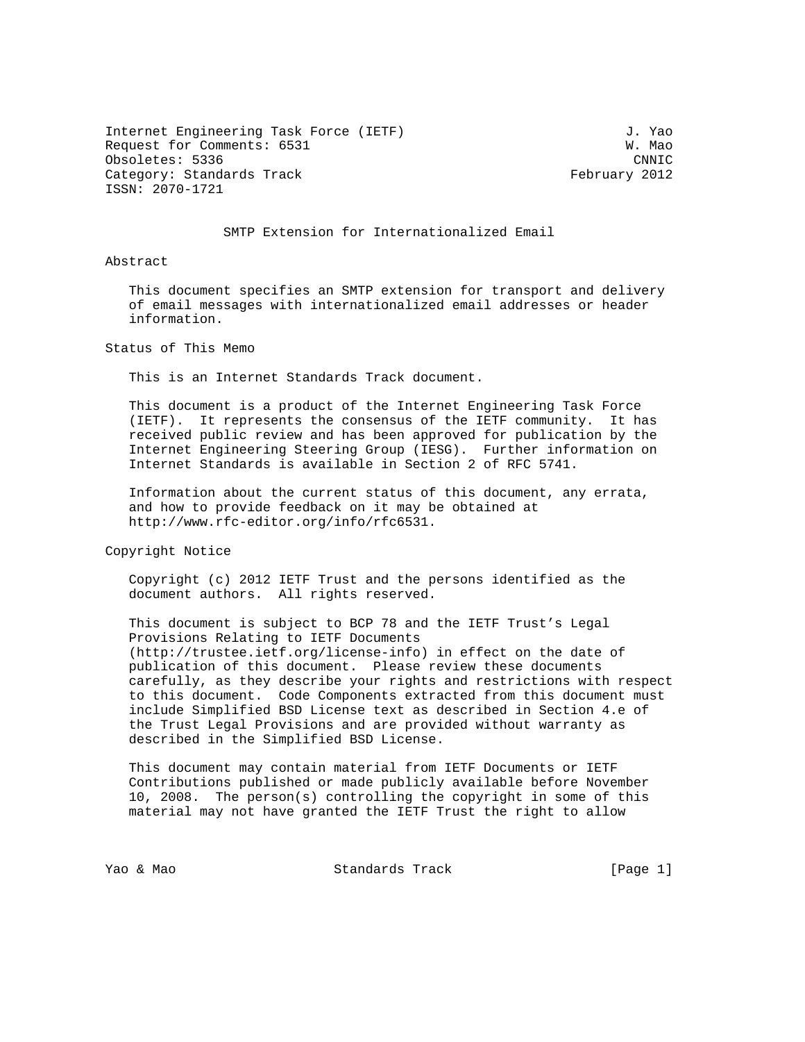Internet Engineering Task Force (IETF) J. Yao
Request for Comments: 6531 W. Mao
Obsoletes: 5336 CNNIC
Category: Standards Track February 2012
ISSN: 2070-1721

# SMTP Extension for Internationalized Email

## Abstract

This document specifies an SMTP extension for transport and delivery of email messages with internationalized email addresses or header information.

## Status of This Memo

This is an Internet Standards Track document.

This document is a product of the Internet Engineering Task Force (IETF). It represents the consensus of the IETF community. It has received public review and has been approved for publication by the Internet Engineering Steering Group (IESG). Further information on Internet Standards is available in Section 2 of RFC 5741.

Information about the current status of this document, any errata, and how to provide feedback on it may be obtained at http://www.rfc-editor.org/info/rfc6531.

## Copyright Notice

Copyright (c) 2012 IETF Trust and the persons identified as the document authors. All rights reserved.

This document is subject to BCP 78 and the IETF Trust's Legal Provisions Relating to IETF Documents (http://trustee.ietf.org/license-info) in effect on the date of publication of this document. Please review these documents carefully, as they describe your rights and restrictions with respect to this document. Code Components extracted from this document must include Simplified BSD License text as described in Section 4.e of the Trust Legal Provisions and are provided without warranty as described in the Simplified BSD License.

This document may contain material from IETF Documents or IETF Contributions published or made publicly available before November 10, 2008. The person(s) controlling the copyright in some of this material may not have granted the IETF Trust the right to allow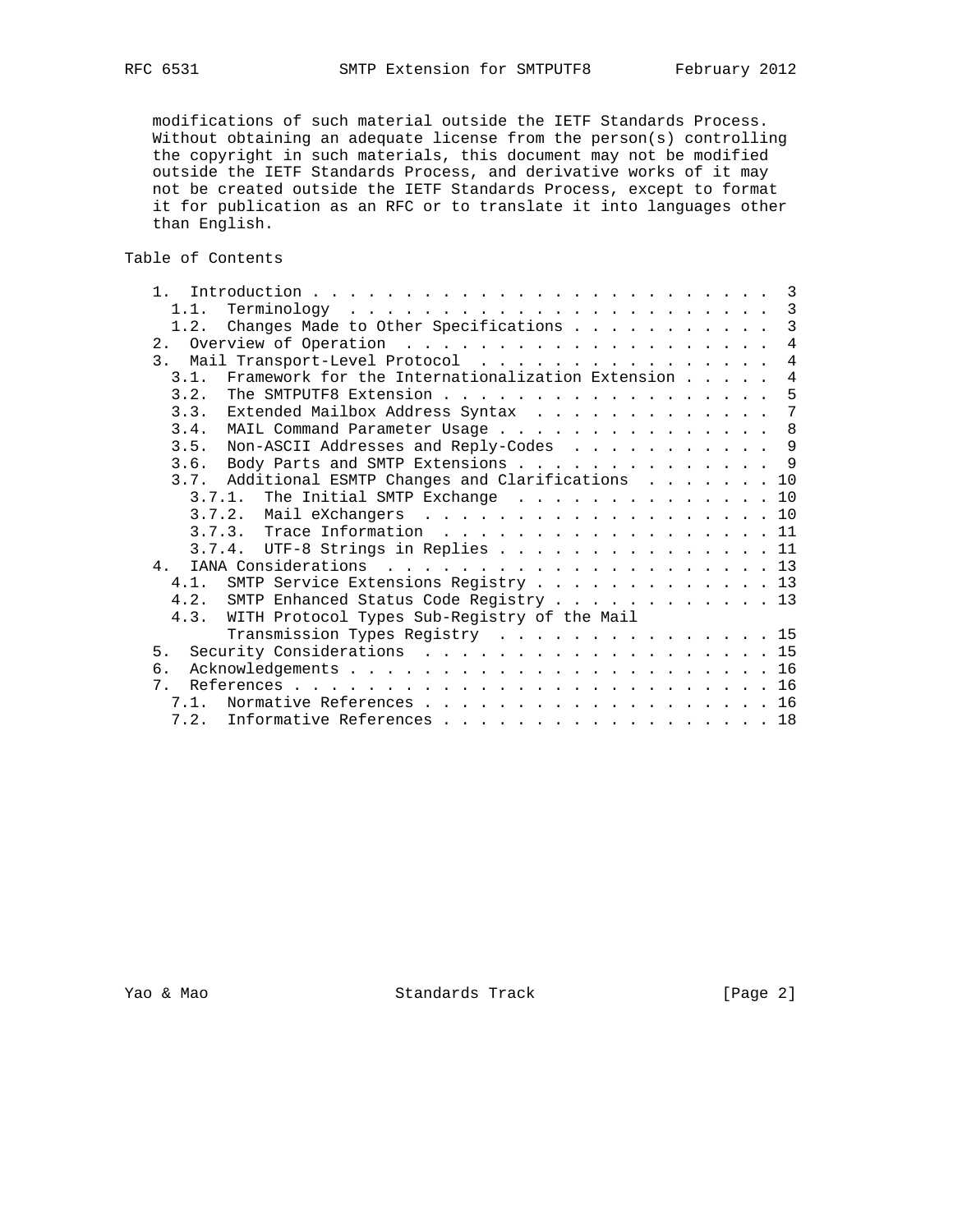modifications of such material outside the IETF Standards Process. Without obtaining an adequate license from the person(s) controlling the copyright in such materials, this document may not be modified outside the IETF Standards Process, and derivative works of it may not be created outside the IETF Standards Process, except to format it for publication as an RFC or to translate it into languages other than English.

## Table of Contents

```
   1.  Introduction . . . . . . . . . . . . . . . . . . . . . . . . .  3
     1.1.  Terminology  . . . . . . . . . . . . . . . . . . . . . . .  3
     1.2.  Changes Made to Other Specifications . . . . . . . . . . .  3
   2.  Overview of Operation  . . . . . . . . . . . . . . . . . . . .  4
   3.  Mail Transport-Level Protocol  . . . . . . . . . . . . . . . .  4
     3.1.  Framework for the Internationalization Extension . . . . .  4
     3.2.  The SMTPUTF8 Extension . . . . . . . . . . . . . . . . . .  5
     3.3.  Extended Mailbox Address Syntax  . . . . . . . . . . . . .  7
     3.4.  MAIL Command Parameter Usage . . . . . . . . . . . . . . .  8
     3.5.  Non-ASCII Addresses and Reply-Codes  . . . . . . . . . . .  9
     3.6.  Body Parts and SMTP Extensions . . . . . . . . . . . . . .  9
     3.7.  Additional ESMTP Changes and Clarifications  . . . . . . . 10
       3.7.1.  The Initial SMTP Exchange  . . . . . . . . . . . . . . 10
       3.7.2.  Mail eXchangers  . . . . . . . . . . . . . . . . . . . 10
       3.7.3.  Trace Information  . . . . . . . . . . . . . . . . . . 11
       3.7.4.  UTF-8 Strings in Replies . . . . . . . . . . . . . . . 11
   4.  IANA Considerations  . . . . . . . . . . . . . . . . . . . . . 13
     4.1.  SMTP Service Extensions Registry . . . . . . . . . . . . . 13
     4.2.  SMTP Enhanced Status Code Registry . . . . . . . . . . . . 13
     4.3.  WITH Protocol Types Sub-Registry of the Mail
           Transmission Types Registry  . . . . . . . . . . . . . . . 15
   5.  Security Considerations  . . . . . . . . . . . . . . . . . . . 15
   6.  Acknowledgements . . . . . . . . . . . . . . . . . . . . . . . 16
   7.  References . . . . . . . . . . . . . . . . . . . . . . . . . . 16
     7.1.  Normative References . . . . . . . . . . . . . . . . . . . 16
     7.2.  Informative References . . . . . . . . . . . . . . . . . . 18
```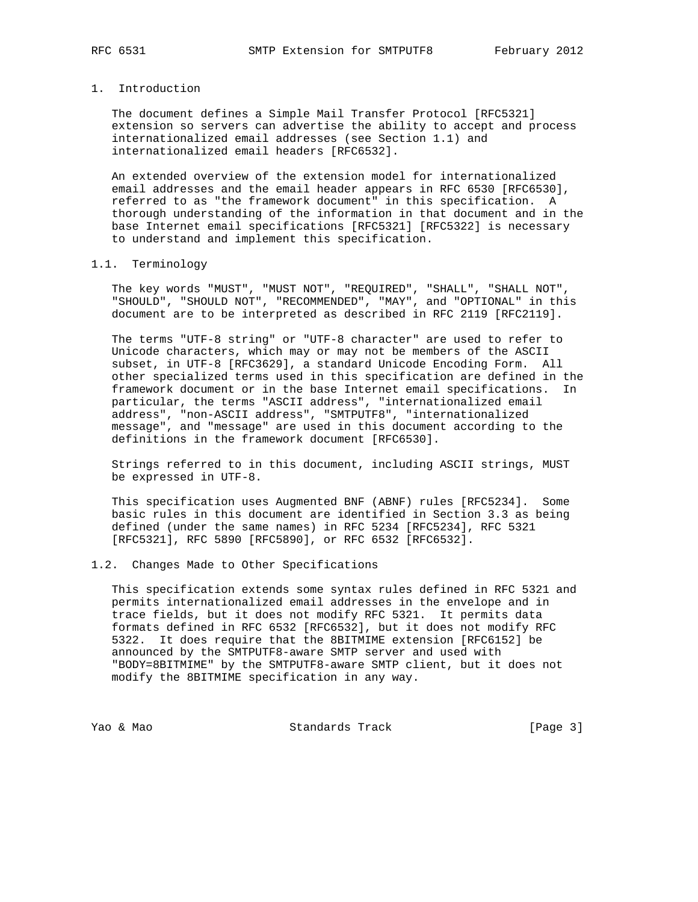# 1. Introduction

The document defines a Simple Mail Transfer Protocol [RFC5321] extension so servers can advertise the ability to accept and process internationalized email addresses (see Section 1.1) and internationalized email headers [RFC6532].

An extended overview of the extension model for internationalized email addresses and the email header appears in RFC 6530 [RFC6530], referred to as "the framework document" in this specification. A thorough understanding of the information in that document and in the base Internet email specifications [RFC5321] [RFC5322] is necessary to understand and implement this specification.

## 1.1. Terminology

The key words "MUST", "MUST NOT", "REQUIRED", "SHALL", "SHALL NOT", "SHOULD", "SHOULD NOT", "RECOMMENDED", "MAY", and "OPTIONAL" in this document are to be interpreted as described in RFC 2119 [RFC2119].

The terms "UTF-8 string" or "UTF-8 character" are used to refer to Unicode characters, which may or may not be members of the ASCII subset, in UTF-8 [RFC3629], a standard Unicode Encoding Form. All other specialized terms used in this specification are defined in the framework document or in the base Internet email specifications. In particular, the terms "ASCII address", "internationalized email address", "non-ASCII address", "SMTPUTF8", "internationalized message", and "message" are used in this document according to the definitions in the framework document [RFC6530].

Strings referred to in this document, including ASCII strings, MUST be expressed in UTF-8.

This specification uses Augmented BNF (ABNF) rules [RFC5234]. Some basic rules in this document are identified in Section 3.3 as being defined (under the same names) in RFC 5234 [RFC5234], RFC 5321 [RFC5321], RFC 5890 [RFC5890], or RFC 6532 [RFC6532].

## 1.2. Changes Made to Other Specifications

This specification extends some syntax rules defined in RFC 5321 and permits internationalized email addresses in the envelope and in trace fields, but it does not modify RFC 5321. It permits data formats defined in RFC 6532 [RFC6532], but it does not modify RFC 5322. It does require that the 8BITMIME extension [RFC6152] be announced by the SMTPUTF8-aware SMTP server and used with "BODY=8BITMIME" by the SMTPUTF8-aware SMTP client, but it does not modify the 8BITMIME specification in any way.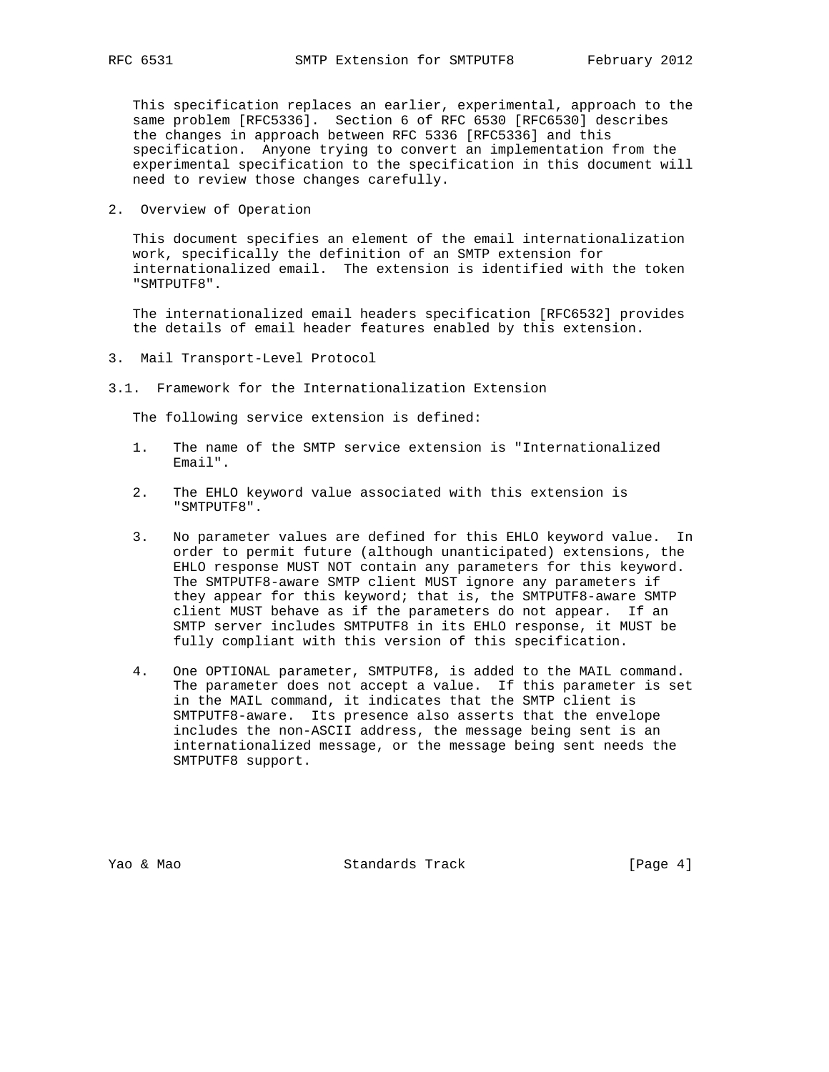This specification replaces an earlier, experimental, approach to the same problem [RFC5336]. Section 6 of RFC 6530 [RFC6530] describes the changes in approach between RFC 5336 [RFC5336] and this specification. Anyone trying to convert an implementation from the experimental specification to the specification in this document will need to review those changes carefully.

## 2. Overview of Operation

This document specifies an element of the email internationalization work, specifically the definition of an SMTP extension for internationalized email. The extension is identified with the token "SMTPUTF8".

The internationalized email headers specification [RFC6532] provides the details of email header features enabled by this extension.

## 3. Mail Transport-Level Protocol

### 3.1. Framework for the Internationalization Extension

The following service extension is defined:

1. The name of the SMTP service extension is "Internationalized Email".

2. The EHLO keyword value associated with this extension is "SMTPUTF8".

3. No parameter values are defined for this EHLO keyword value. In order to permit future (although unanticipated) extensions, the EHLO response MUST NOT contain any parameters for this keyword. The SMTPUTF8-aware SMTP client MUST ignore any parameters if they appear for this keyword; that is, the SMTPUTF8-aware SMTP client MUST behave as if the parameters do not appear. If an SMTP server includes SMTPUTF8 in its EHLO response, it MUST be fully compliant with this version of this specification.

4. One OPTIONAL parameter, SMTPUTF8, is added to the MAIL command. The parameter does not accept a value. If this parameter is set in the MAIL command, it indicates that the SMTP client is SMTPUTF8-aware. Its presence also asserts that the envelope includes the non-ASCII address, the message being sent is an internationalized message, or the message being sent needs the SMTPUTF8 support.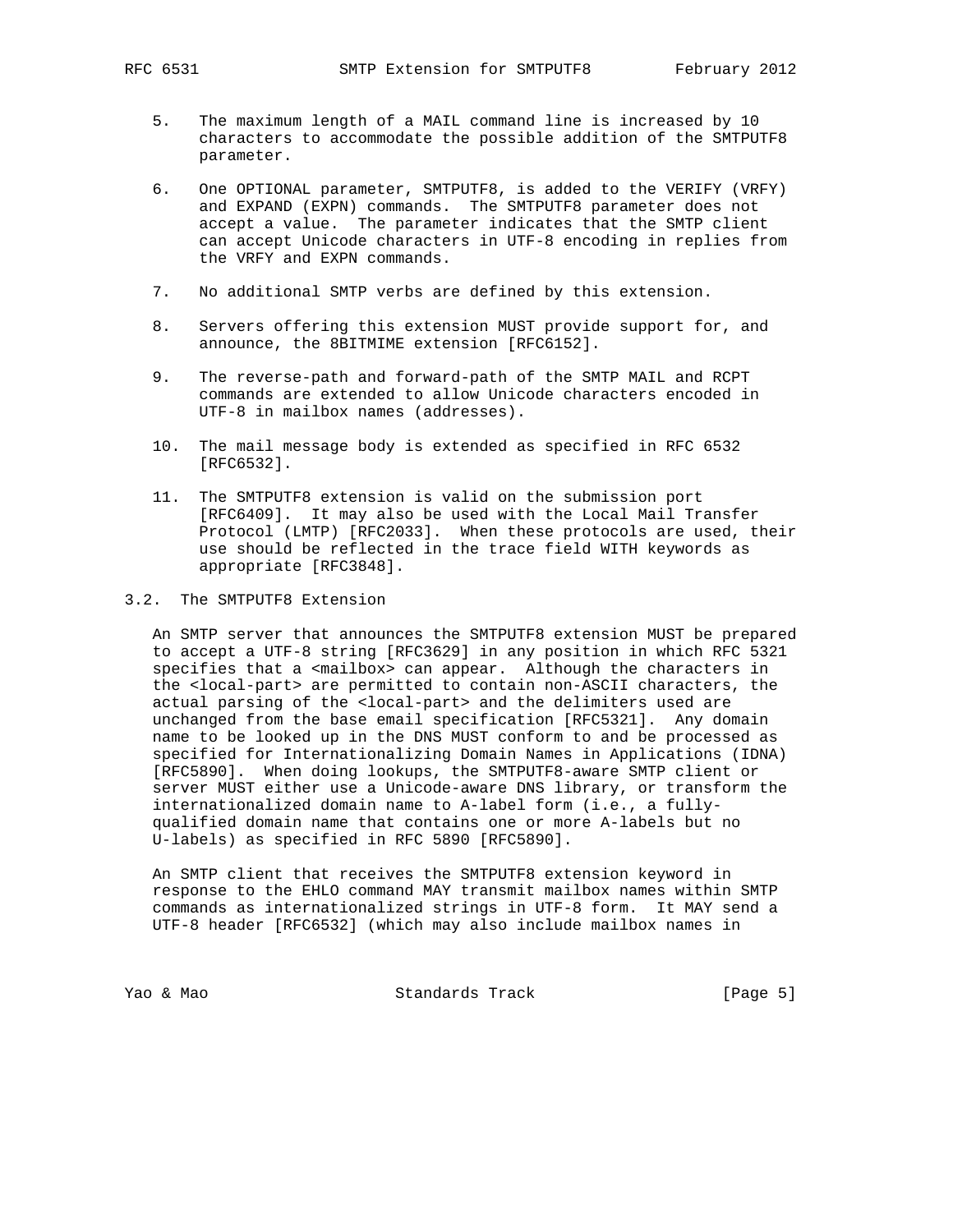5. The maximum length of a MAIL command line is increased by 10 characters to accommodate the possible addition of the SMTPUTF8 parameter.

6. One OPTIONAL parameter, SMTPUTF8, is added to the VERIFY (VRFY) and EXPAND (EXPN) commands. The SMTPUTF8 parameter does not accept a value. The parameter indicates that the SMTP client can accept Unicode characters in UTF-8 encoding in replies from the VRFY and EXPN commands.

7. No additional SMTP verbs are defined by this extension.

8. Servers offering this extension MUST provide support for, and announce, the 8BITMIME extension [RFC6152].

9. The reverse-path and forward-path of the SMTP MAIL and RCPT commands are extended to allow Unicode characters encoded in UTF-8 in mailbox names (addresses).

10. The mail message body is extended as specified in RFC 6532 [RFC6532].

11. The SMTPUTF8 extension is valid on the submission port [RFC6409]. It may also be used with the Local Mail Transfer Protocol (LMTP) [RFC2033]. When these protocols are used, their use should be reflected in the trace field WITH keywords as appropriate [RFC3848].

## 3.2. The SMTPUTF8 Extension

An SMTP server that announces the SMTPUTF8 extension MUST be prepared to accept a UTF-8 string [RFC3629] in any position in which RFC 5321 specifies that a <mailbox> can appear. Although the characters in the <local-part> are permitted to contain non-ASCII characters, the actual parsing of the <local-part> and the delimiters used are unchanged from the base email specification [RFC5321]. Any domain name to be looked up in the DNS MUST conform to and be processed as specified for Internationalizing Domain Names in Applications (IDNA) [RFC5890]. When doing lookups, the SMTPUTF8-aware SMTP client or server MUST either use a Unicode-aware DNS library, or transform the internationalized domain name to A-label form (i.e., a fully-qualified domain name that contains one or more A-labels but no U-labels) as specified in RFC 5890 [RFC5890].

An SMTP client that receives the SMTPUTF8 extension keyword in response to the EHLO command MAY transmit mailbox names within SMTP commands as internationalized strings in UTF-8 form. It MAY send a UTF-8 header [RFC6532] (which may also include mailbox names in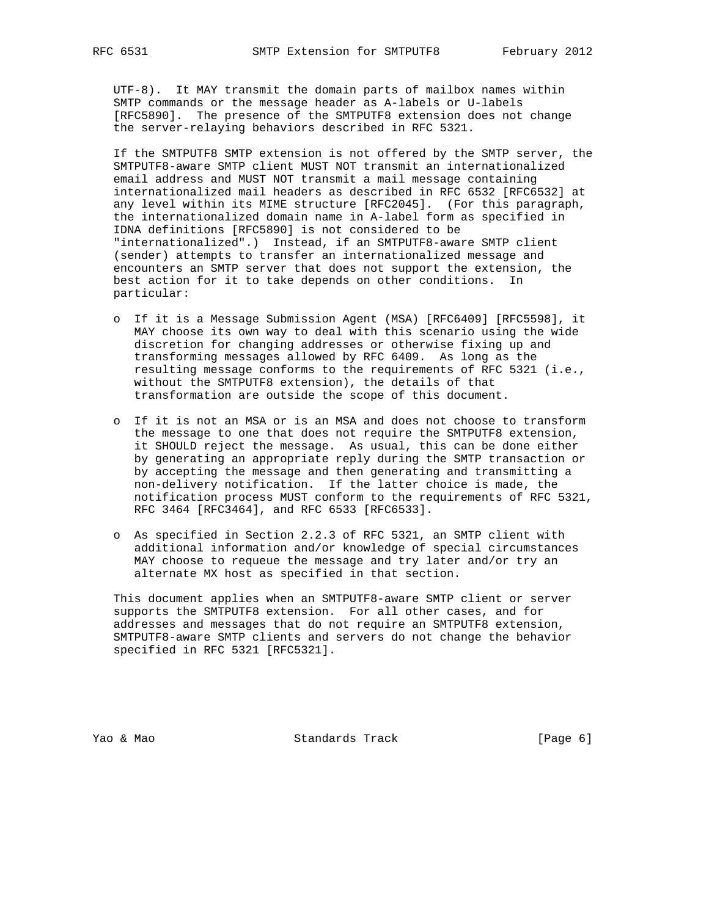UTF-8). It MAY transmit the domain parts of mailbox names within SMTP commands or the message header as A-labels or U-labels [RFC5890]. The presence of the SMTPUTF8 extension does not change the server-relaying behaviors described in RFC 5321.

If the SMTPUTF8 SMTP extension is not offered by the SMTP server, the SMTPUTF8-aware SMTP client MUST NOT transmit an internationalized email address and MUST NOT transmit a mail message containing internationalized mail headers as described in RFC 6532 [RFC6532] at any level within its MIME structure [RFC2045]. (For this paragraph, the internationalized domain name in A-label form as specified in IDNA definitions [RFC5890] is not considered to be "internationalized".) Instead, if an SMTPUTF8-aware SMTP client (sender) attempts to transfer an internationalized message and encounters an SMTP server that does not support the extension, the best action for it to take depends on other conditions. In particular:

- If it is a Message Submission Agent (MSA) [RFC6409] [RFC5598], it MAY choose its own way to deal with this scenario using the wide discretion for changing addresses or otherwise fixing up and transforming messages allowed by RFC 6409. As long as the resulting message conforms to the requirements of RFC 5321 (i.e., without the SMTPUTF8 extension), the details of that transformation are outside the scope of this document.

- If it is not an MSA or is an MSA and does not choose to transform the message to one that does not require the SMTPUTF8 extension, it SHOULD reject the message. As usual, this can be done either by generating an appropriate reply during the SMTP transaction or by accepting the message and then generating and transmitting a non-delivery notification. If the latter choice is made, the notification process MUST conform to the requirements of RFC 5321, RFC 3464 [RFC3464], and RFC 6533 [RFC6533].

- As specified in Section 2.2.3 of RFC 5321, an SMTP client with additional information and/or knowledge of special circumstances MAY choose to requeue the message and try later and/or try an alternate MX host as specified in that section.

This document applies when an SMTPUTF8-aware SMTP client or server supports the SMTPUTF8 extension. For all other cases, and for addresses and messages that do not require an SMTPUTF8 extension, SMTPUTF8-aware SMTP clients and servers do not change the behavior specified in RFC 5321 [RFC5321].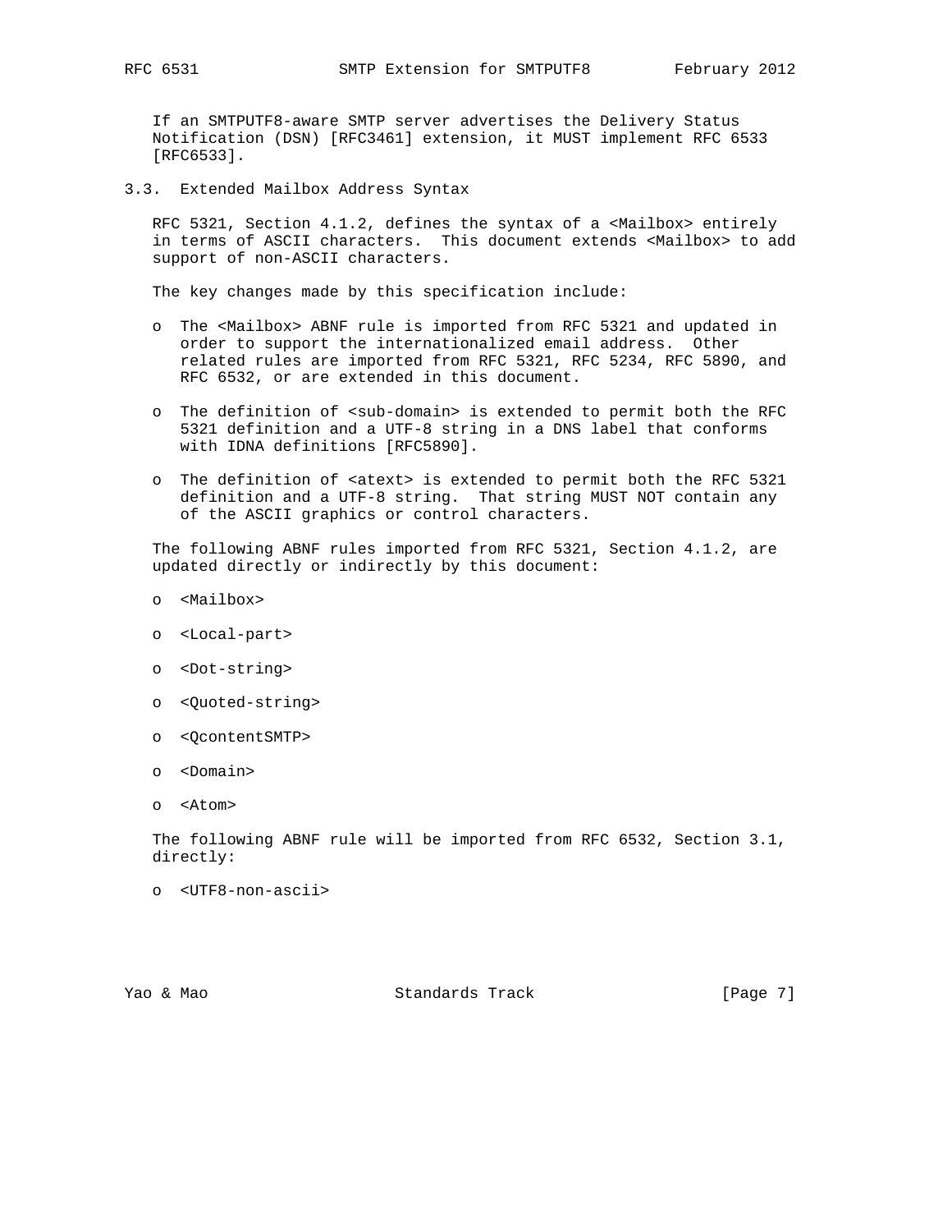If an SMTPUTF8-aware SMTP server advertises the Delivery Status Notification (DSN) [RFC3461] extension, it MUST implement RFC 6533 [RFC6533].

### 3.3. Extended Mailbox Address Syntax

RFC 5321, Section 4.1.2, defines the syntax of a <Mailbox> entirely in terms of ASCII characters. This document extends <Mailbox> to add support of non-ASCII characters.

The key changes made by this specification include:

- The <Mailbox> ABNF rule is imported from RFC 5321 and updated in order to support the internationalized email address. Other related rules are imported from RFC 5321, RFC 5234, RFC 5890, and RFC 6532, or are extended in this document.

- The definition of <sub-domain> is extended to permit both the RFC 5321 definition and a UTF-8 string in a DNS label that conforms with IDNA definitions [RFC5890].

- The definition of <atext> is extended to permit both the RFC 5321 definition and a UTF-8 string. That string MUST NOT contain any of the ASCII graphics or control characters.

The following ABNF rules imported from RFC 5321, Section 4.1.2, are updated directly or indirectly by this document:

- <Mailbox>
- <Local-part>
- <Dot-string>
- <Quoted-string>
- <QcontentSMTP>
- <Domain>
- <Atom>

The following ABNF rule will be imported from RFC 6532, Section 3.1, directly:

- <UTF8-non-ascii>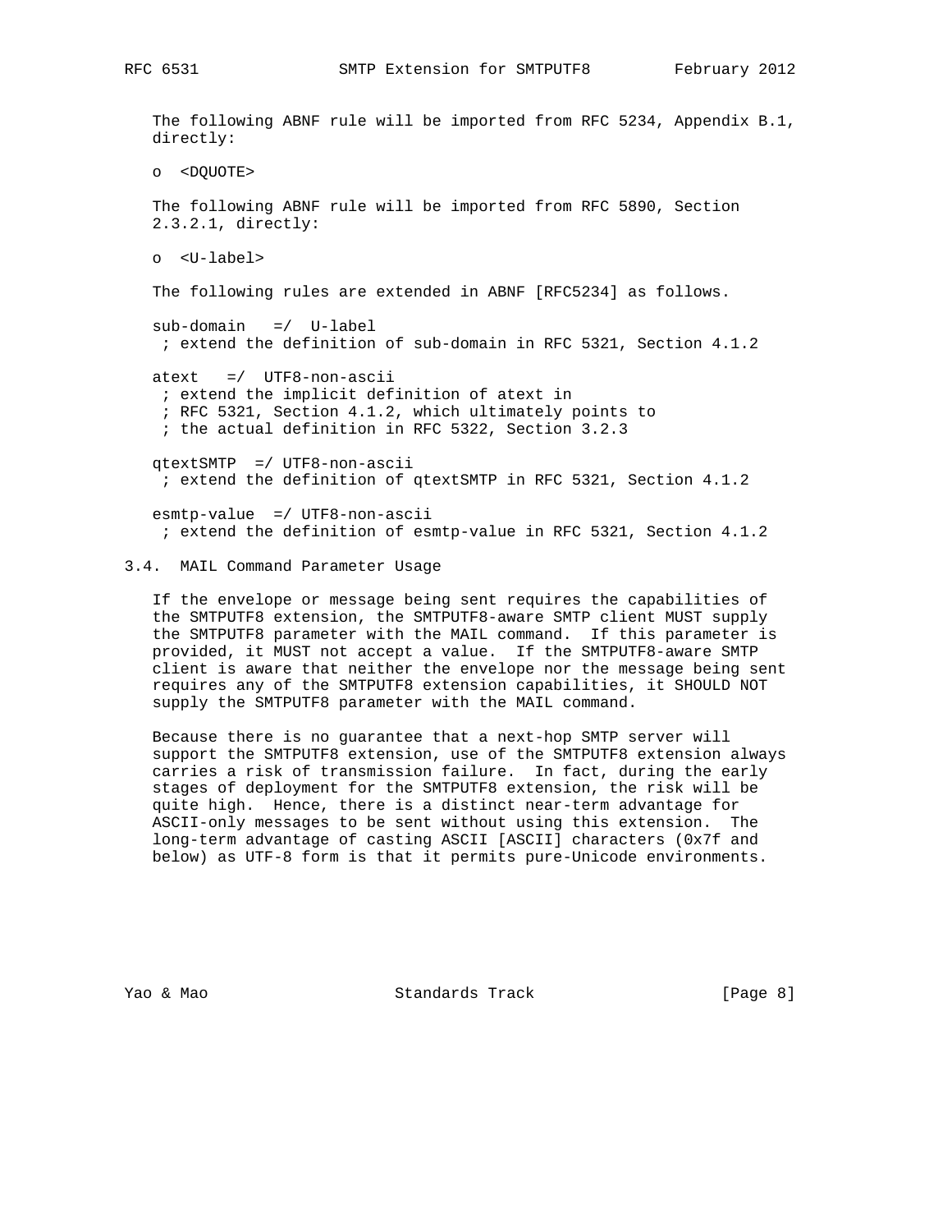The following ABNF rule will be imported from RFC 5234, Appendix B.1, directly:

- <DQUOTE>

The following ABNF rule will be imported from RFC 5890, Section 2.3.2.1, directly:

- <U-label>

The following rules are extended in ABNF [RFC5234] as follows.

```
sub-domain   =/  U-label
 ; extend the definition of sub-domain in RFC 5321, Section 4.1.2

atext   =/  UTF8-non-ascii
 ; extend the implicit definition of atext in
 ; RFC 5321, Section 4.1.2, which ultimately points to
 ; the actual definition in RFC 5322, Section 3.2.3

qtextSMTP  =/ UTF8-non-ascii
 ; extend the definition of qtextSMTP in RFC 5321, Section 4.1.2

esmtp-value  =/ UTF8-non-ascii
 ; extend the definition of esmtp-value in RFC 5321, Section 4.1.2
```

## 3.4. MAIL Command Parameter Usage

If the envelope or message being sent requires the capabilities of the SMTPUTF8 extension, the SMTPUTF8-aware SMTP client MUST supply the SMTPUTF8 parameter with the MAIL command. If this parameter is provided, it MUST not accept a value. If the SMTPUTF8-aware SMTP client is aware that neither the envelope nor the message being sent requires any of the SMTPUTF8 extension capabilities, it SHOULD NOT supply the SMTPUTF8 parameter with the MAIL command.

Because there is no guarantee that a next-hop SMTP server will support the SMTPUTF8 extension, use of the SMTPUTF8 extension always carries a risk of transmission failure. In fact, during the early stages of deployment for the SMTPUTF8 extension, the risk will be quite high. Hence, there is a distinct near-term advantage for ASCII-only messages to be sent without using this extension. The long-term advantage of casting ASCII [ASCII] characters (0x7f and below) as UTF-8 form is that it permits pure-Unicode environments.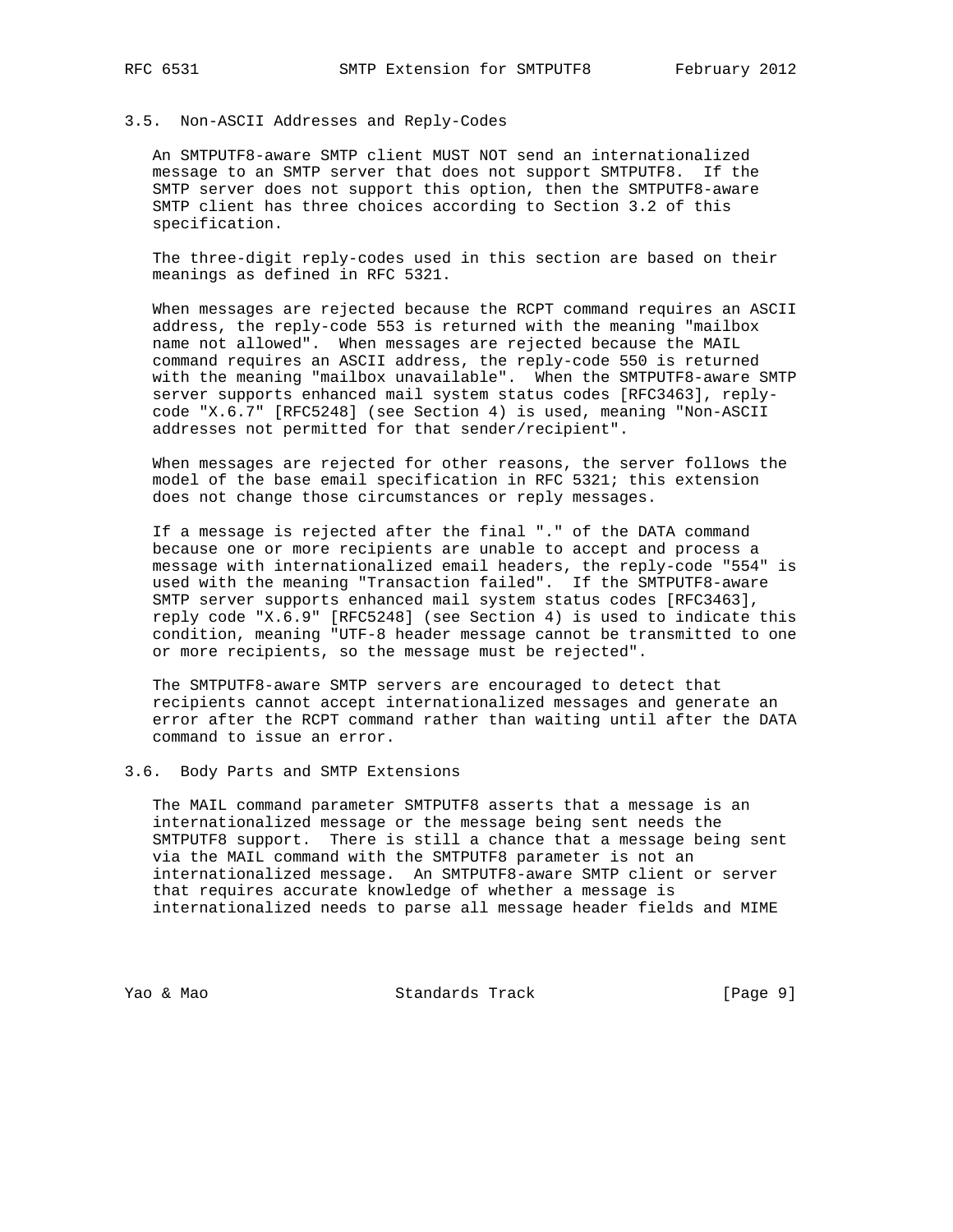### 3.5. Non-ASCII Addresses and Reply-Codes

An SMTPUTF8-aware SMTP client MUST NOT send an internationalized message to an SMTP server that does not support SMTPUTF8. If the SMTP server does not support this option, then the SMTPUTF8-aware SMTP client has three choices according to Section 3.2 of this specification.

The three-digit reply-codes used in this section are based on their meanings as defined in RFC 5321.

When messages are rejected because the RCPT command requires an ASCII address, the reply-code 553 is returned with the meaning "mailbox name not allowed". When messages are rejected because the MAIL command requires an ASCII address, the reply-code 550 is returned with the meaning "mailbox unavailable". When the SMTPUTF8-aware SMTP server supports enhanced mail system status codes [RFC3463], reply-code "X.6.7" [RFC5248] (see Section 4) is used, meaning "Non-ASCII addresses not permitted for that sender/recipient".

When messages are rejected for other reasons, the server follows the model of the base email specification in RFC 5321; this extension does not change those circumstances or reply messages.

If a message is rejected after the final "." of the DATA command because one or more recipients are unable to accept and process a message with internationalized email headers, the reply-code "554" is used with the meaning "Transaction failed". If the SMTPUTF8-aware SMTP server supports enhanced mail system status codes [RFC3463], reply code "X.6.9" [RFC5248] (see Section 4) is used to indicate this condition, meaning "UTF-8 header message cannot be transmitted to one or more recipients, so the message must be rejected".

The SMTPUTF8-aware SMTP servers are encouraged to detect that recipients cannot accept internationalized messages and generate an error after the RCPT command rather than waiting until after the DATA command to issue an error.

### 3.6. Body Parts and SMTP Extensions

The MAIL command parameter SMTPUTF8 asserts that a message is an internationalized message or the message being sent needs the SMTPUTF8 support. There is still a chance that a message being sent via the MAIL command with the SMTPUTF8 parameter is not an internationalized message. An SMTPUTF8-aware SMTP client or server that requires accurate knowledge of whether a message is internationalized needs to parse all message header fields and MIME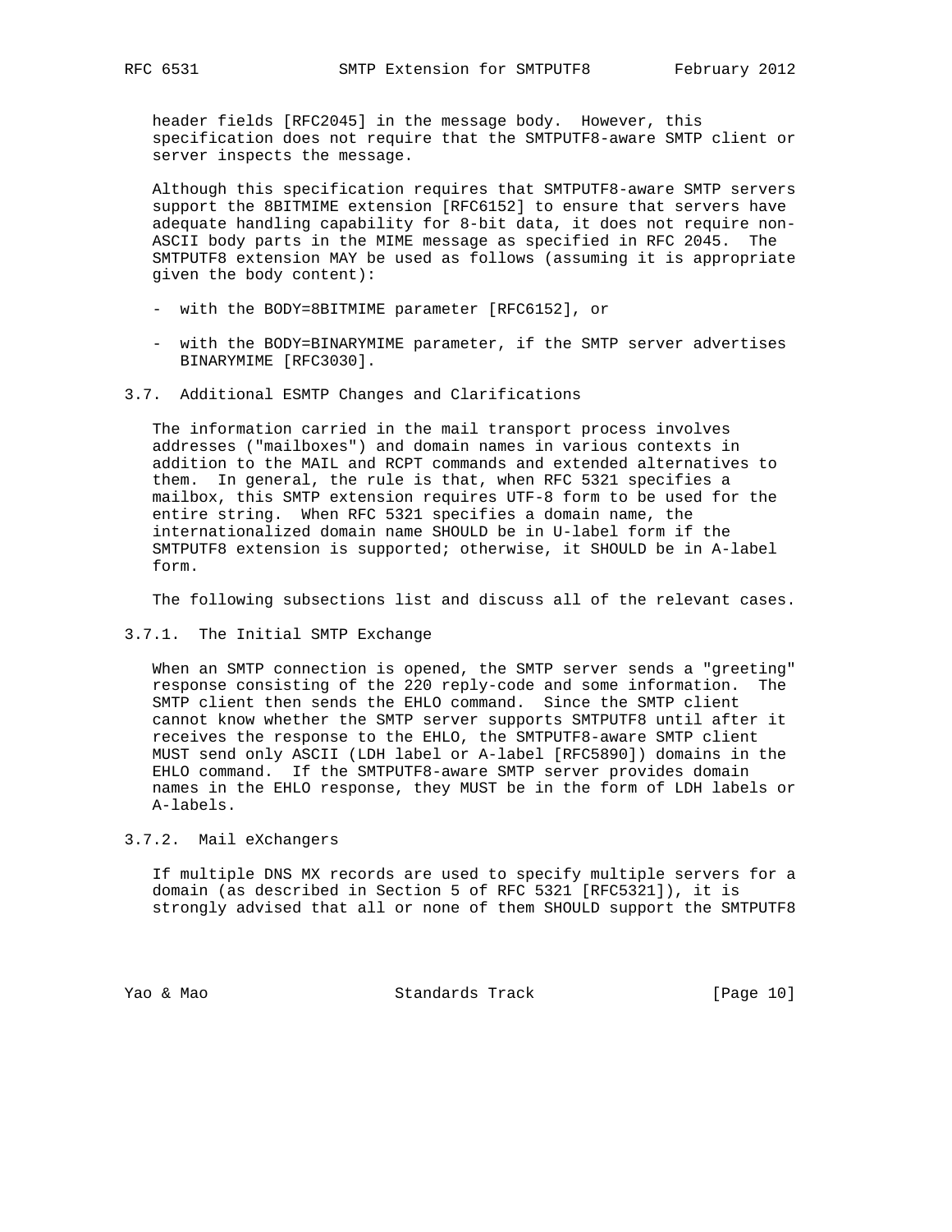header fields [RFC2045] in the message body. However, this specification does not require that the SMTPUTF8-aware SMTP client or server inspects the message.

Although this specification requires that SMTPUTF8-aware SMTP servers support the 8BITMIME extension [RFC6152] to ensure that servers have adequate handling capability for 8-bit data, it does not require non-ASCII body parts in the MIME message as specified in RFC 2045. The SMTPUTF8 extension MAY be used as follows (assuming it is appropriate given the body content):

- with the BODY=8BITMIME parameter [RFC6152], or

- with the BODY=BINARYMIME parameter, if the SMTP server advertises BINARYMIME [RFC3030].

### 3.7. Additional ESMTP Changes and Clarifications

The information carried in the mail transport process involves addresses ("mailboxes") and domain names in various contexts in addition to the MAIL and RCPT commands and extended alternatives to them. In general, the rule is that, when RFC 5321 specifies a mailbox, this SMTP extension requires UTF-8 form to be used for the entire string. When RFC 5321 specifies a domain name, the internationalized domain name SHOULD be in U-label form if the SMTPUTF8 extension is supported; otherwise, it SHOULD be in A-label form.

The following subsections list and discuss all of the relevant cases.

#### 3.7.1. The Initial SMTP Exchange

When an SMTP connection is opened, the SMTP server sends a "greeting" response consisting of the 220 reply-code and some information. The SMTP client then sends the EHLO command. Since the SMTP client cannot know whether the SMTP server supports SMTPUTF8 until after it receives the response to the EHLO, the SMTPUTF8-aware SMTP client MUST send only ASCII (LDH label or A-label [RFC5890]) domains in the EHLO command. If the SMTPUTF8-aware SMTP server provides domain names in the EHLO response, they MUST be in the form of LDH labels or A-labels.

#### 3.7.2. Mail eXchangers

If multiple DNS MX records are used to specify multiple servers for a domain (as described in Section 5 of RFC 5321 [RFC5321]), it is strongly advised that all or none of them SHOULD support the SMTPUTF8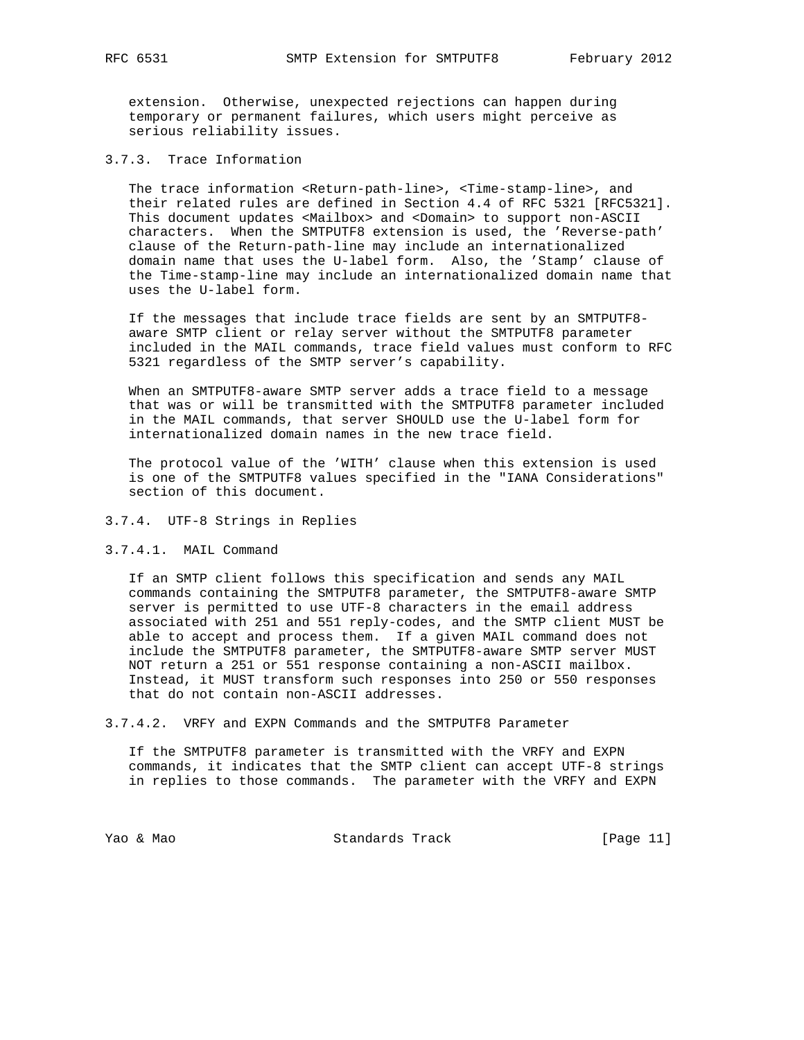extension. Otherwise, unexpected rejections can happen during temporary or permanent failures, which users might perceive as serious reliability issues.

### 3.7.3. Trace Information

The trace information <Return-path-line>, <Time-stamp-line>, and their related rules are defined in Section 4.4 of RFC 5321 [RFC5321]. This document updates <Mailbox> and <Domain> to support non-ASCII characters. When the SMTPUTF8 extension is used, the 'Reverse-path' clause of the Return-path-line may include an internationalized domain name that uses the U-label form. Also, the 'Stamp' clause of the Time-stamp-line may include an internationalized domain name that uses the U-label form.

If the messages that include trace fields are sent by an SMTPUTF8-aware SMTP client or relay server without the SMTPUTF8 parameter included in the MAIL commands, trace field values must conform to RFC 5321 regardless of the SMTP server's capability.

When an SMTPUTF8-aware SMTP server adds a trace field to a message that was or will be transmitted with the SMTPUTF8 parameter included in the MAIL commands, that server SHOULD use the U-label form for internationalized domain names in the new trace field.

The protocol value of the 'WITH' clause when this extension is used is one of the SMTPUTF8 values specified in the "IANA Considerations" section of this document.

### 3.7.4. UTF-8 Strings in Replies

#### 3.7.4.1. MAIL Command

If an SMTP client follows this specification and sends any MAIL commands containing the SMTPUTF8 parameter, the SMTPUTF8-aware SMTP server is permitted to use UTF-8 characters in the email address associated with 251 and 551 reply-codes, and the SMTP client MUST be able to accept and process them. If a given MAIL command does not include the SMTPUTF8 parameter, the SMTPUTF8-aware SMTP server MUST NOT return a 251 or 551 response containing a non-ASCII mailbox. Instead, it MUST transform such responses into 250 or 550 responses that do not contain non-ASCII addresses.

#### 3.7.4.2. VRFY and EXPN Commands and the SMTPUTF8 Parameter

If the SMTPUTF8 parameter is transmitted with the VRFY and EXPN commands, it indicates that the SMTP client can accept UTF-8 strings in replies to those commands. The parameter with the VRFY and EXPN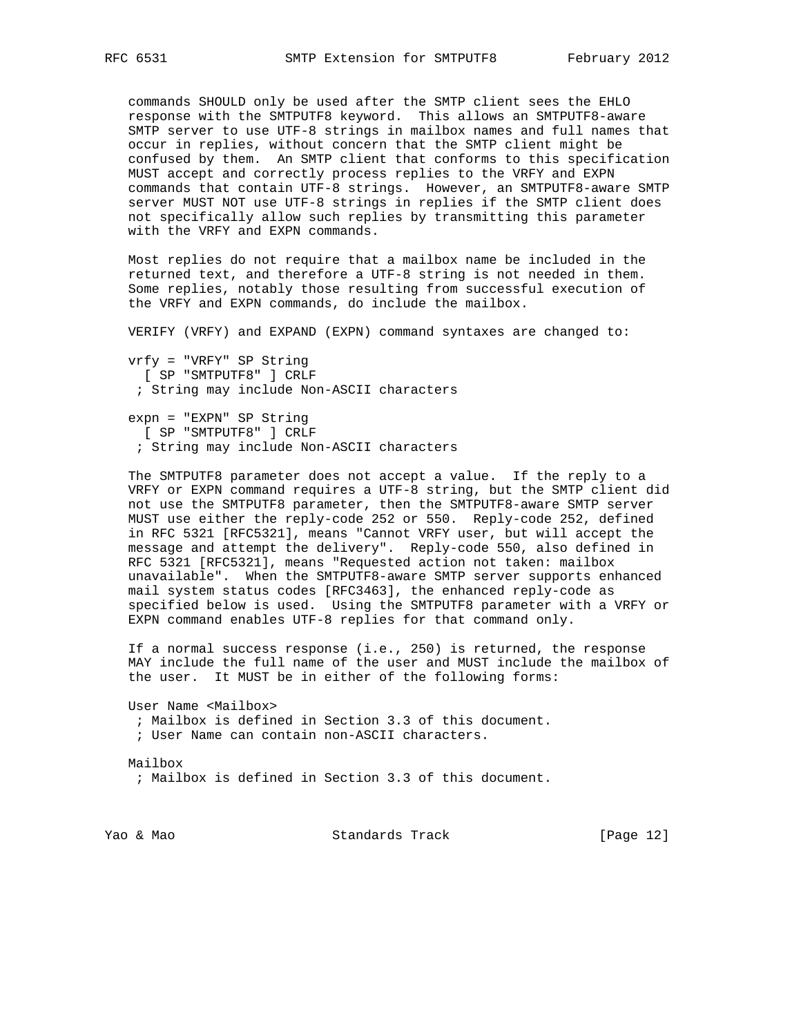commands SHOULD only be used after the SMTP client sees the EHLO response with the SMTPUTF8 keyword. This allows an SMTPUTF8-aware SMTP server to use UTF-8 strings in mailbox names and full names that occur in replies, without concern that the SMTP client might be confused by them. An SMTP client that conforms to this specification MUST accept and correctly process replies to the VRFY and EXPN commands that contain UTF-8 strings. However, an SMTPUTF8-aware SMTP server MUST NOT use UTF-8 strings in replies if the SMTP client does not specifically allow such replies by transmitting this parameter with the VRFY and EXPN commands.

Most replies do not require that a mailbox name be included in the returned text, and therefore a UTF-8 string is not needed in them. Some replies, notably those resulting from successful execution of the VRFY and EXPN commands, do include the mailbox.

VERIFY (VRFY) and EXPAND (EXPN) command syntaxes are changed to:

```
vrfy = "VRFY" SP String
  [ SP "SMTPUTF8" ] CRLF
 ; String may include Non-ASCII characters

expn = "EXPN" SP String
  [ SP "SMTPUTF8" ] CRLF
 ; String may include Non-ASCII characters
```

The SMTPUTF8 parameter does not accept a value. If the reply to a VRFY or EXPN command requires a UTF-8 string, but the SMTP client did not use the SMTPUTF8 parameter, then the SMTPUTF8-aware SMTP server MUST use either the reply-code 252 or 550. Reply-code 252, defined in RFC 5321 [RFC5321], means "Cannot VRFY user, but will accept the message and attempt the delivery". Reply-code 550, also defined in RFC 5321 [RFC5321], means "Requested action not taken: mailbox unavailable". When the SMTPUTF8-aware SMTP server supports enhanced mail system status codes [RFC3463], the enhanced reply-code as specified below is used. Using the SMTPUTF8 parameter with a VRFY or EXPN command enables UTF-8 replies for that command only.

If a normal success response (i.e., 250) is returned, the response MAY include the full name of the user and MUST include the mailbox of the user. It MUST be in either of the following forms:

```
User Name <Mailbox>
 ; Mailbox is defined in Section 3.3 of this document.
 ; User Name can contain non-ASCII characters.

Mailbox
 ; Mailbox is defined in Section 3.3 of this document.
```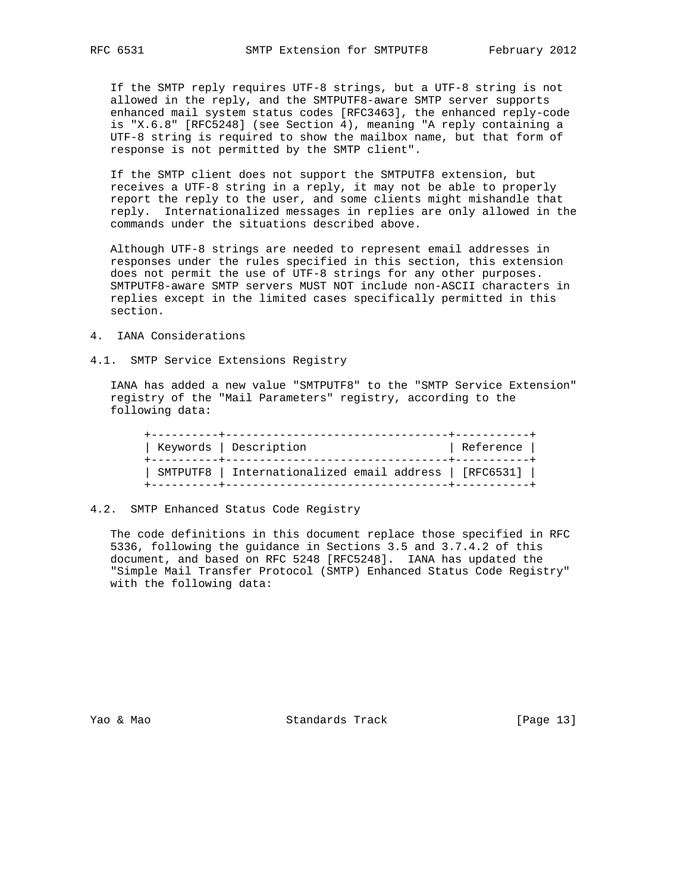If the SMTP reply requires UTF-8 strings, but a UTF-8 string is not allowed in the reply, and the SMTPUTF8-aware SMTP server supports enhanced mail system status codes [RFC3463], the enhanced reply-code is "X.6.8" [RFC5248] (see Section 4), meaning "A reply containing a UTF-8 string is required to show the mailbox name, but that form of response is not permitted by the SMTP client".

If the SMTP client does not support the SMTPUTF8 extension, but receives a UTF-8 string in a reply, it may not be able to properly report the reply to the user, and some clients might mishandle that reply. Internationalized messages in replies are only allowed in the commands under the situations described above.

Although UTF-8 strings are needed to represent email addresses in responses under the rules specified in this section, this extension does not permit the use of UTF-8 strings for any other purposes. SMTPUTF8-aware SMTP servers MUST NOT include non-ASCII characters in replies except in the limited cases specifically permitted in this section.

# 4. IANA Considerations

## 4.1. SMTP Service Extensions Registry

IANA has added a new value "SMTPUTF8" to the "SMTP Service Extension" registry of the "Mail Parameters" registry, according to the following data:

| Keywords | Description | Reference |
|---|---|---|
| SMTPUTF8 | Internationalized email address | [RFC6531] |

## 4.2. SMTP Enhanced Status Code Registry

The code definitions in this document replace those specified in RFC 5336, following the guidance in Sections 3.5 and 3.7.4.2 of this document, and based on RFC 5248 [RFC5248]. IANA has updated the "Simple Mail Transfer Protocol (SMTP) Enhanced Status Code Registry" with the following data: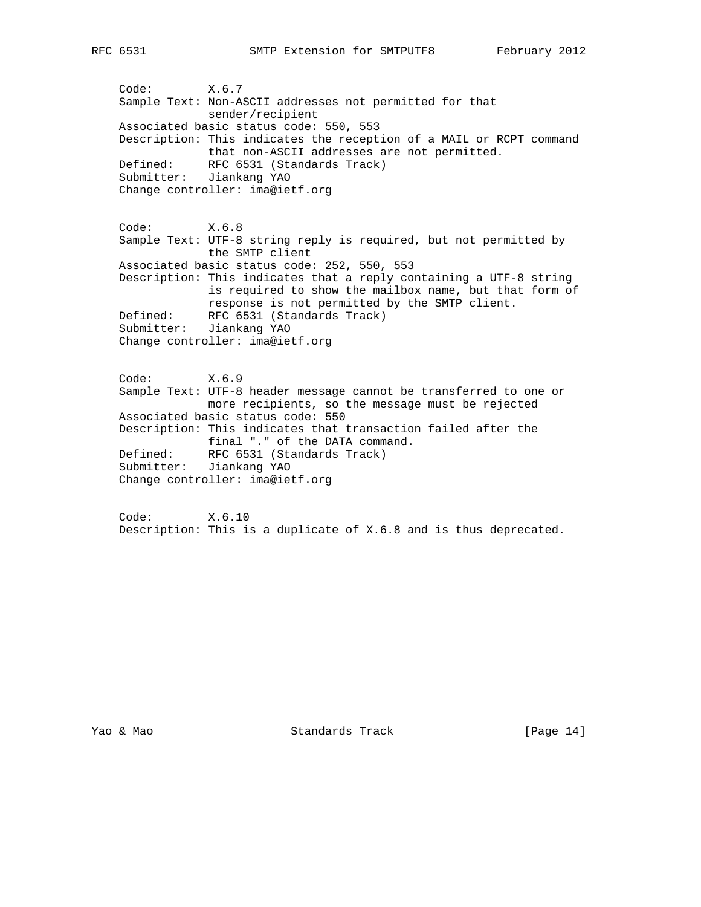Code: X.6.7
Sample Text: Non-ASCII addresses not permitted for that sender/recipient
Associated basic status code: 550, 553
Description: This indicates the reception of a MAIL or RCPT command that non-ASCII addresses are not permitted.
Defined: RFC 6531 (Standards Track)
Submitter: Jiankang YAO
Change controller: ima@ietf.org

Code: X.6.8
Sample Text: UTF-8 string reply is required, but not permitted by the SMTP client
Associated basic status code: 252, 550, 553
Description: This indicates that a reply containing a UTF-8 string is required to show the mailbox name, but that form of response is not permitted by the SMTP client.
Defined: RFC 6531 (Standards Track)
Submitter: Jiankang YAO
Change controller: ima@ietf.org

Code: X.6.9
Sample Text: UTF-8 header message cannot be transferred to one or more recipients, so the message must be rejected
Associated basic status code: 550
Description: This indicates that transaction failed after the final "." of the DATA command.
Defined: RFC 6531 (Standards Track)
Submitter: Jiankang YAO
Change controller: ima@ietf.org

Code: X.6.10
Description: This is a duplicate of X.6.8 and is thus deprecated.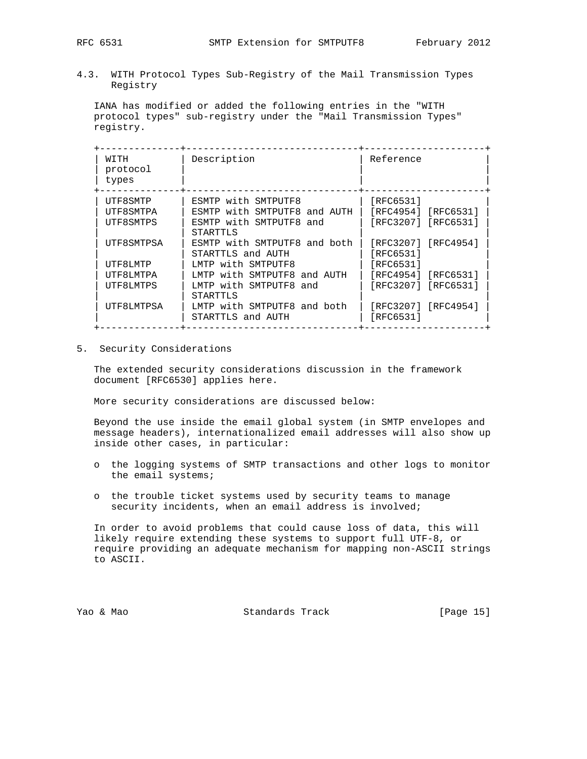### 4.3. WITH Protocol Types Sub-Registry of the Mail Transmission Types Registry

IANA has modified or added the following entries in the "WITH protocol types" sub-registry under the "Mail Transmission Types" registry.

| WITH protocol types | Description | Reference |
|---|---|---|
| UTF8SMTP | ESMTP with SMTPUTF8 | [RFC6531] |
| UTF8SMTPA | ESMTP with SMTPUTF8 and AUTH | [RFC4954] [RFC6531] |
| UTF8SMTPS | ESMTP with SMTPUTF8 and STARTTLS | [RFC3207] [RFC6531] |
| UTF8SMTPSA | ESMTP with SMTPUTF8 and both STARTTLS and AUTH | [RFC3207] [RFC4954] [RFC6531] |
| UTF8LMTP | LMTP with SMTPUTF8 | [RFC6531] |
| UTF8LMTPA | LMTP with SMTPUTF8 and AUTH | [RFC4954] [RFC6531] |
| UTF8LMTPS | LMTP with SMTPUTF8 and STARTTLS | [RFC3207] [RFC6531] |
| UTF8LMTPSA | LMTP with SMTPUTF8 and both STARTTLS and AUTH | [RFC3207] [RFC4954] [RFC6531] |

## 5. Security Considerations

The extended security considerations discussion in the framework document [RFC6530] applies here.

More security considerations are discussed below:

Beyond the use inside the email global system (in SMTP envelopes and message headers), internationalized email addresses will also show up inside other cases, in particular:

- the logging systems of SMTP transactions and other logs to monitor the email systems;
- the trouble ticket systems used by security teams to manage security incidents, when an email address is involved;

In order to avoid problems that could cause loss of data, this will likely require extending these systems to support full UTF-8, or require providing an adequate mechanism for mapping non-ASCII strings to ASCII.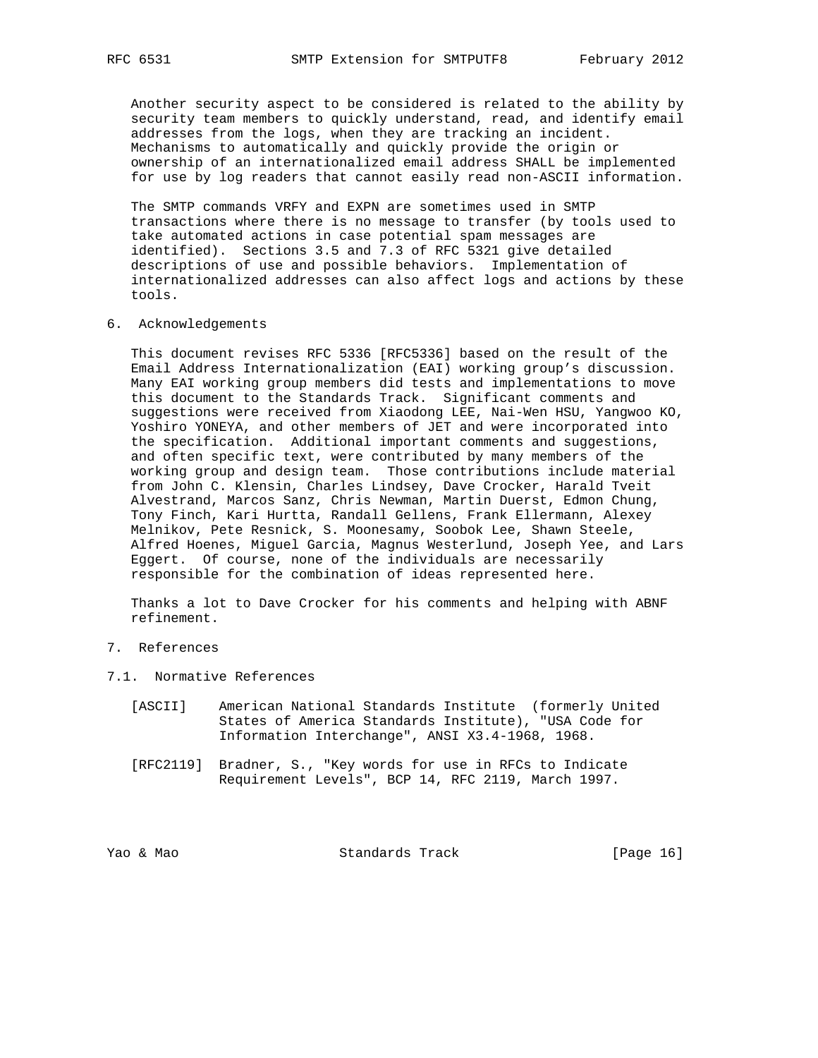Another security aspect to be considered is related to the ability by security team members to quickly understand, read, and identify email addresses from the logs, when they are tracking an incident. Mechanisms to automatically and quickly provide the origin or ownership of an internationalized email address SHALL be implemented for use by log readers that cannot easily read non-ASCII information.

The SMTP commands VRFY and EXPN are sometimes used in SMTP transactions where there is no message to transfer (by tools used to take automated actions in case potential spam messages are identified). Sections 3.5 and 7.3 of RFC 5321 give detailed descriptions of use and possible behaviors. Implementation of internationalized addresses can also affect logs and actions by these tools.

## 6. Acknowledgements

This document revises RFC 5336 [RFC5336] based on the result of the Email Address Internationalization (EAI) working group's discussion. Many EAI working group members did tests and implementations to move this document to the Standards Track. Significant comments and suggestions were received from Xiaodong LEE, Nai-Wen HSU, Yangwoo KO, Yoshiro YONEYA, and other members of JET and were incorporated into the specification. Additional important comments and suggestions, and often specific text, were contributed by many members of the working group and design team. Those contributions include material from John C. Klensin, Charles Lindsey, Dave Crocker, Harald Tveit Alvestrand, Marcos Sanz, Chris Newman, Martin Duerst, Edmon Chung, Tony Finch, Kari Hurtta, Randall Gellens, Frank Ellermann, Alexey Melnikov, Pete Resnick, S. Moonesamy, Soobok Lee, Shawn Steele, Alfred Hoenes, Miguel Garcia, Magnus Westerlund, Joseph Yee, and Lars Eggert. Of course, none of the individuals are necessarily responsible for the combination of ideas represented here.

Thanks a lot to Dave Crocker for his comments and helping with ABNF refinement.

## 7. References

### 7.1. Normative References

[ASCII] American National Standards Institute (formerly United States of America Standards Institute), "USA Code for Information Interchange", ANSI X3.4-1968, 1968.

[RFC2119] Bradner, S., "Key words for use in RFCs to Indicate Requirement Levels", BCP 14, RFC 2119, March 1997.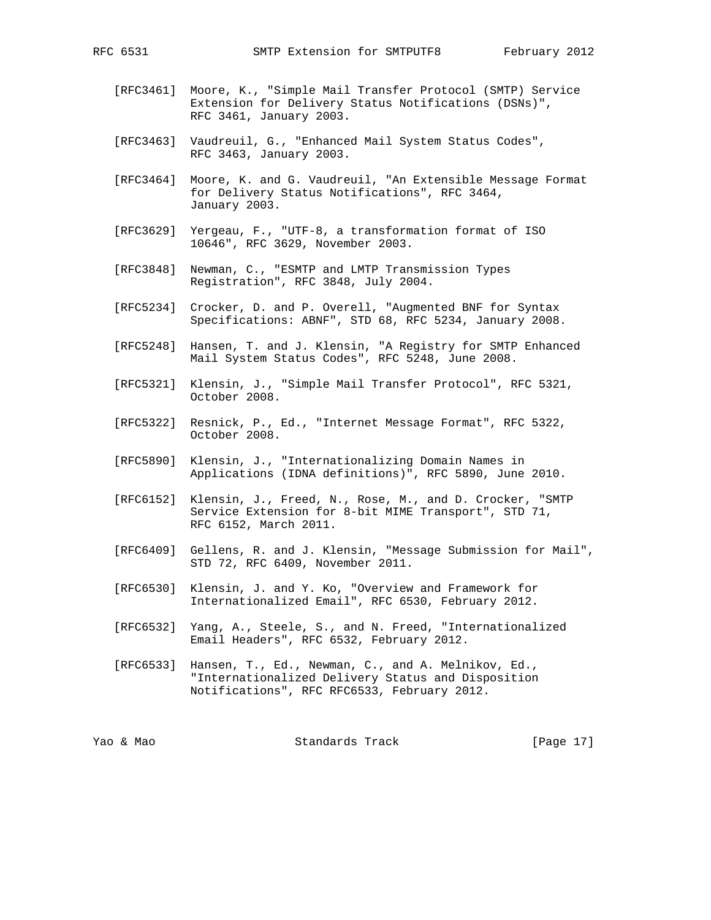[RFC3461] Moore, K., "Simple Mail Transfer Protocol (SMTP) Service Extension for Delivery Status Notifications (DSNs)", RFC 3461, January 2003.

[RFC3463] Vaudreuil, G., "Enhanced Mail System Status Codes", RFC 3463, January 2003.

[RFC3464] Moore, K. and G. Vaudreuil, "An Extensible Message Format for Delivery Status Notifications", RFC 3464, January 2003.

[RFC3629] Yergeau, F., "UTF-8, a transformation format of ISO 10646", RFC 3629, November 2003.

[RFC3848] Newman, C., "ESMTP and LMTP Transmission Types Registration", RFC 3848, July 2004.

[RFC5234] Crocker, D. and P. Overell, "Augmented BNF for Syntax Specifications: ABNF", STD 68, RFC 5234, January 2008.

[RFC5248] Hansen, T. and J. Klensin, "A Registry for SMTP Enhanced Mail System Status Codes", RFC 5248, June 2008.

[RFC5321] Klensin, J., "Simple Mail Transfer Protocol", RFC 5321, October 2008.

[RFC5322] Resnick, P., Ed., "Internet Message Format", RFC 5322, October 2008.

[RFC5890] Klensin, J., "Internationalizing Domain Names in Applications (IDNA definitions)", RFC 5890, June 2010.

[RFC6152] Klensin, J., Freed, N., Rose, M., and D. Crocker, "SMTP Service Extension for 8-bit MIME Transport", STD 71, RFC 6152, March 2011.

[RFC6409] Gellens, R. and J. Klensin, "Message Submission for Mail", STD 72, RFC 6409, November 2011.

[RFC6530] Klensin, J. and Y. Ko, "Overview and Framework for Internationalized Email", RFC 6530, February 2012.

[RFC6532] Yang, A., Steele, S., and N. Freed, "Internationalized Email Headers", RFC 6532, February 2012.

[RFC6533] Hansen, T., Ed., Newman, C., and A. Melnikov, Ed., "Internationalized Delivery Status and Disposition Notifications", RFC RFC6533, February 2012.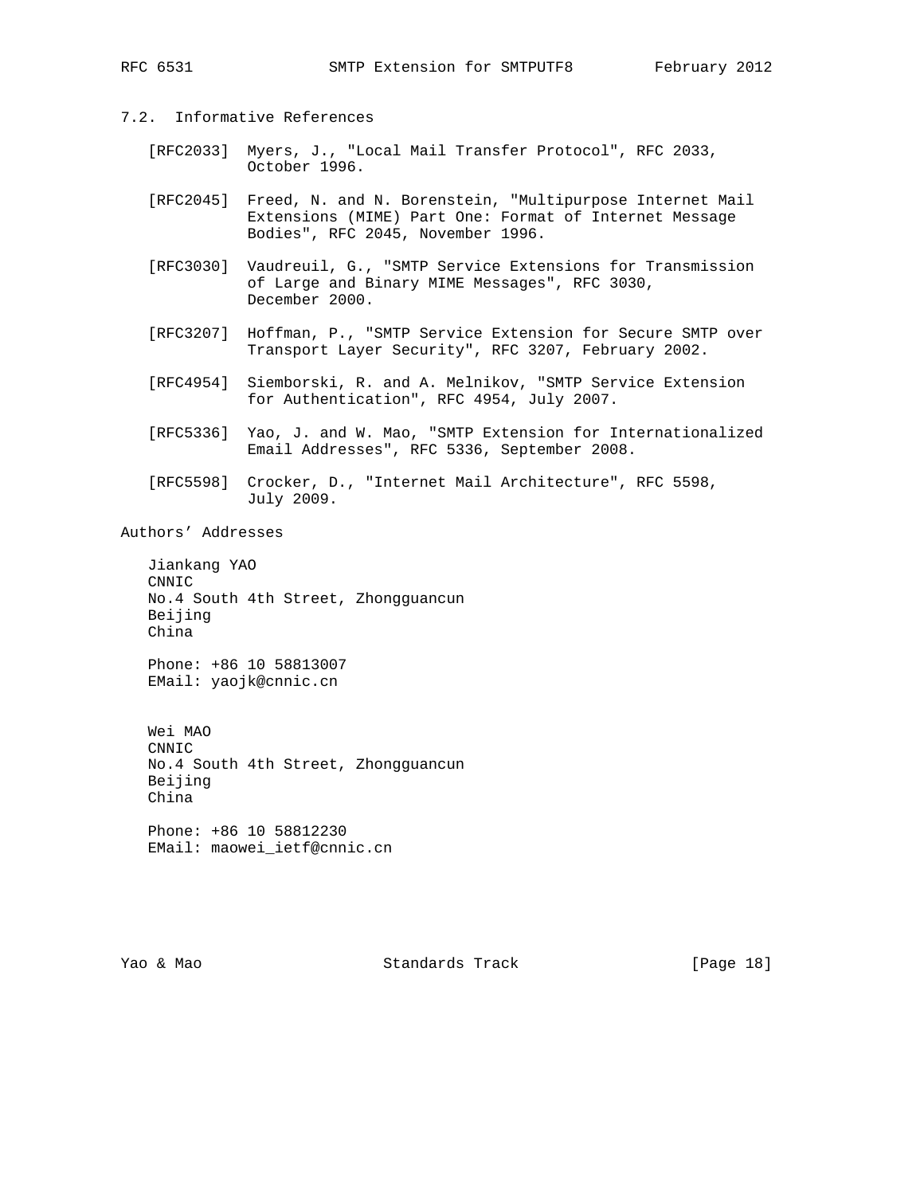### 7.2. Informative References

[RFC2033] Myers, J., "Local Mail Transfer Protocol", RFC 2033, October 1996.

[RFC2045] Freed, N. and N. Borenstein, "Multipurpose Internet Mail Extensions (MIME) Part One: Format of Internet Message Bodies", RFC 2045, November 1996.

[RFC3030] Vaudreuil, G., "SMTP Service Extensions for Transmission of Large and Binary MIME Messages", RFC 3030, December 2000.

[RFC3207] Hoffman, P., "SMTP Service Extension for Secure SMTP over Transport Layer Security", RFC 3207, February 2002.

[RFC4954] Siemborski, R. and A. Melnikov, "SMTP Service Extension for Authentication", RFC 4954, July 2007.

[RFC5336] Yao, J. and W. Mao, "SMTP Extension for Internationalized Email Addresses", RFC 5336, September 2008.

[RFC5598] Crocker, D., "Internet Mail Architecture", RFC 5598, July 2009.

## Authors' Addresses

Jiankang YAO
CNNIC
No.4 South 4th Street, Zhongguancun
Beijing
China

Phone: +86 10 58813007
EMail: yaojk@cnnic.cn

Wei MAO
CNNIC
No.4 South 4th Street, Zhongguancun
Beijing
China

Phone: +86 10 58812230
EMail: maowei_ietf@cnnic.cn